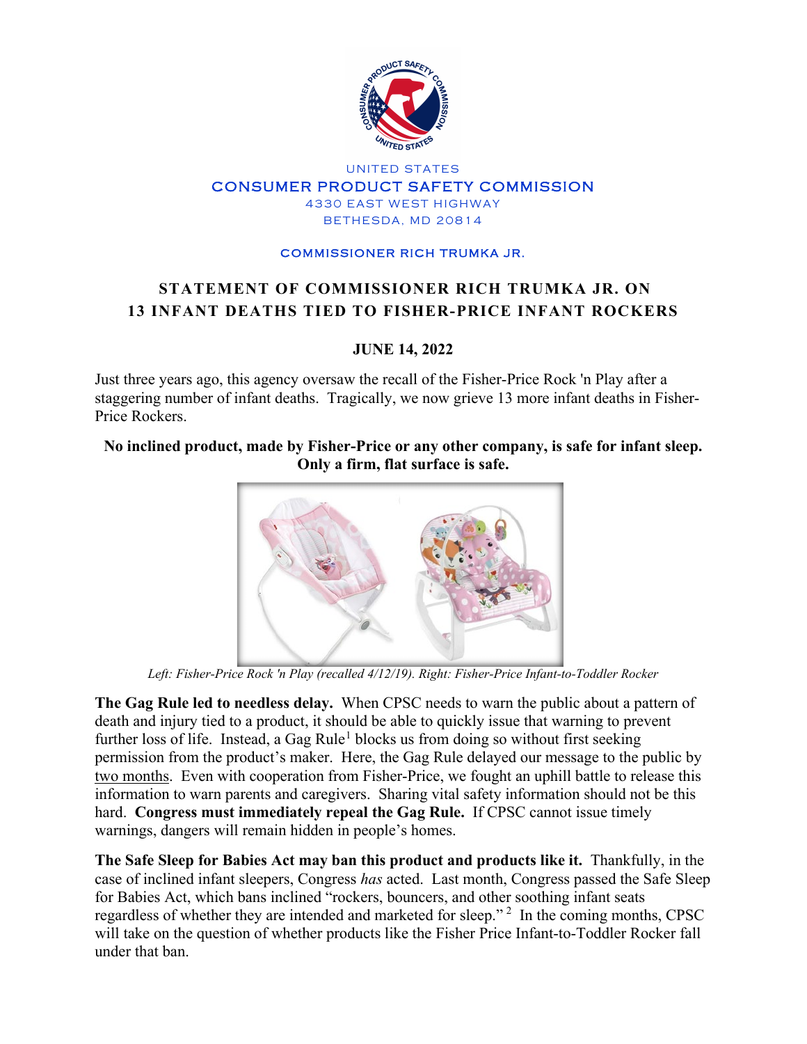UNITED STATES

CONSUMER PRODUCT SAFETY COMMISSION

4330 EAST WEST HIGHWAY

BETHESDA, MD 20814

COMMISSIONER RICH TRUMKA JR.

# STATEMENT OF COMMISSIONER RICH TRUMKA JR. ON 13 INFANT DEATHS TIED TO FISHER-PRICE INFANT ROCKERS

**JUNE 14, 2022**

Just three years ago, this agency oversaw the recall of the Fisher-Price Rock 'n Play after a staggering number of infant deaths. Tragically, we now grieve 13 more infant deaths in Fisher-Price Rockers.

**No inclined product, made by Fisher-Price or any other company, is safe for infant sleep. Only a firm, flat surface is safe.**

*Left: Fisher-Price Rock 'n Play (recalled 4/12/19). Right: Fisher-Price Infant-to-Toddler Rocker*

**The Gag Rule led to needless delay.** When CPSC needs to warn the public about a pattern of death and injury tied to a product, it should be able to quickly issue that warning to prevent further loss of life. Instead, a Gag Rule[1] blocks us from doing so without first seeking permission from the product's maker. Here, the Gag Rule delayed our message to the public by two months. Even with cooperation from Fisher-Price, we fought an uphill battle to release this information to warn parents and caregivers. Sharing vital safety information should not be this hard. **Congress must immediately repeal the Gag Rule.** If CPSC cannot issue timely warnings, dangers will remain hidden in people's homes.

**The Safe Sleep for Babies Act may ban this product and products like it.** Thankfully, in the case of inclined infant sleepers, Congress *has* acted. Last month, Congress passed the Safe Sleep for Babies Act, which bans inclined "rockers, bouncers, and other soothing infant seats regardless of whether they are intended and marketed for sleep."[2] In the coming months, CPSC will take on the question of whether products like the Fisher Price Infant-to-Toddler Rocker fall under that ban.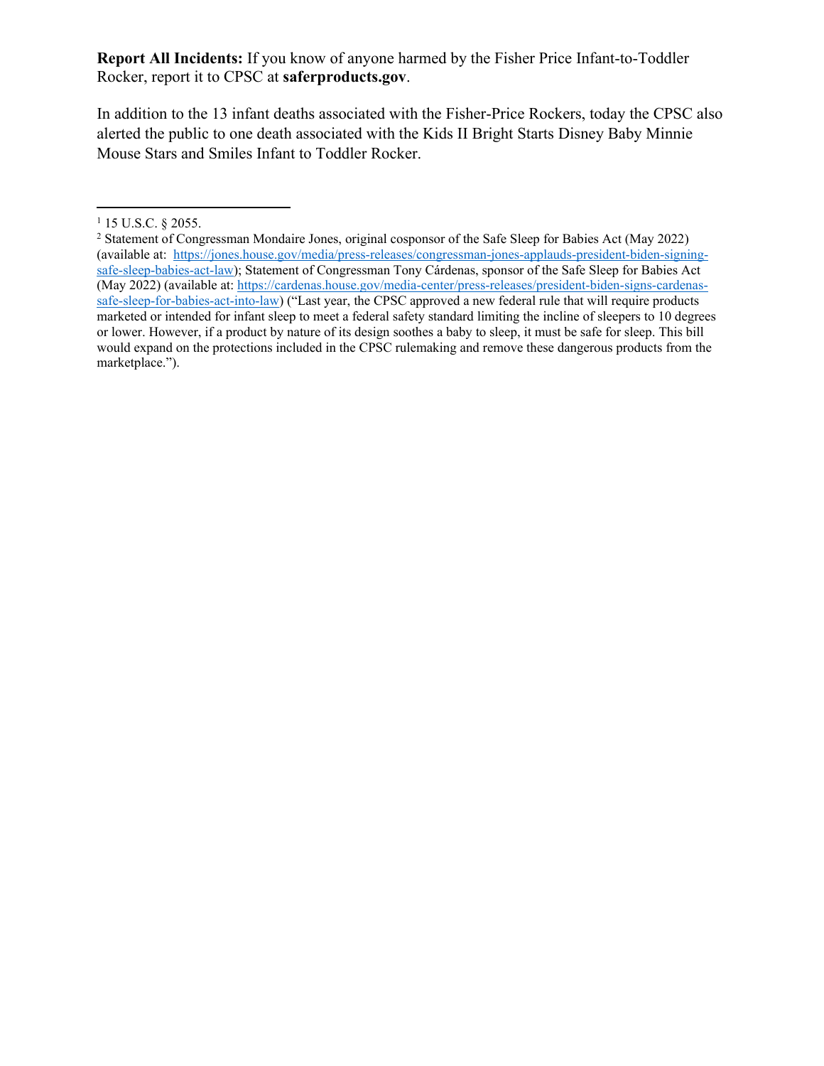**Report All Incidents:** If you know of anyone harmed by the Fisher Price Infant-to-Toddler Rocker, report it to CPSC at **saferproducts.gov**.

In addition to the 13 infant deaths associated with the Fisher-Price Rockers, today the CPSC also alerted the public to one death associated with the Kids II Bright Starts Disney Baby Minnie Mouse Stars and Smiles Infant to Toddler Rocker.

---

[1] 15 U.S.C. § 2055.

[2] Statement of Congressman Mondaire Jones, original cosponsor of the Safe Sleep for Babies Act (May 2022) (available at: https://jones.house.gov/media/press-releases/congressman-jones-applauds-president-biden-signing-safe-sleep-babies-act-law); Statement of Congressman Tony Cárdenas, sponsor of the Safe Sleep for Babies Act (May 2022) (available at: https://cardenas.house.gov/media-center/press-releases/president-biden-signs-cardenas-safe-sleep-for-babies-act-into-law) ("Last year, the CPSC approved a new federal rule that will require products marketed or intended for infant sleep to meet a federal safety standard limiting the incline of sleepers to 10 degrees or lower. However, if a product by nature of its design soothes a baby to sleep, it must be safe for sleep. This bill would expand on the protections included in the CPSC rulemaking and remove these dangerous products from the marketplace.").